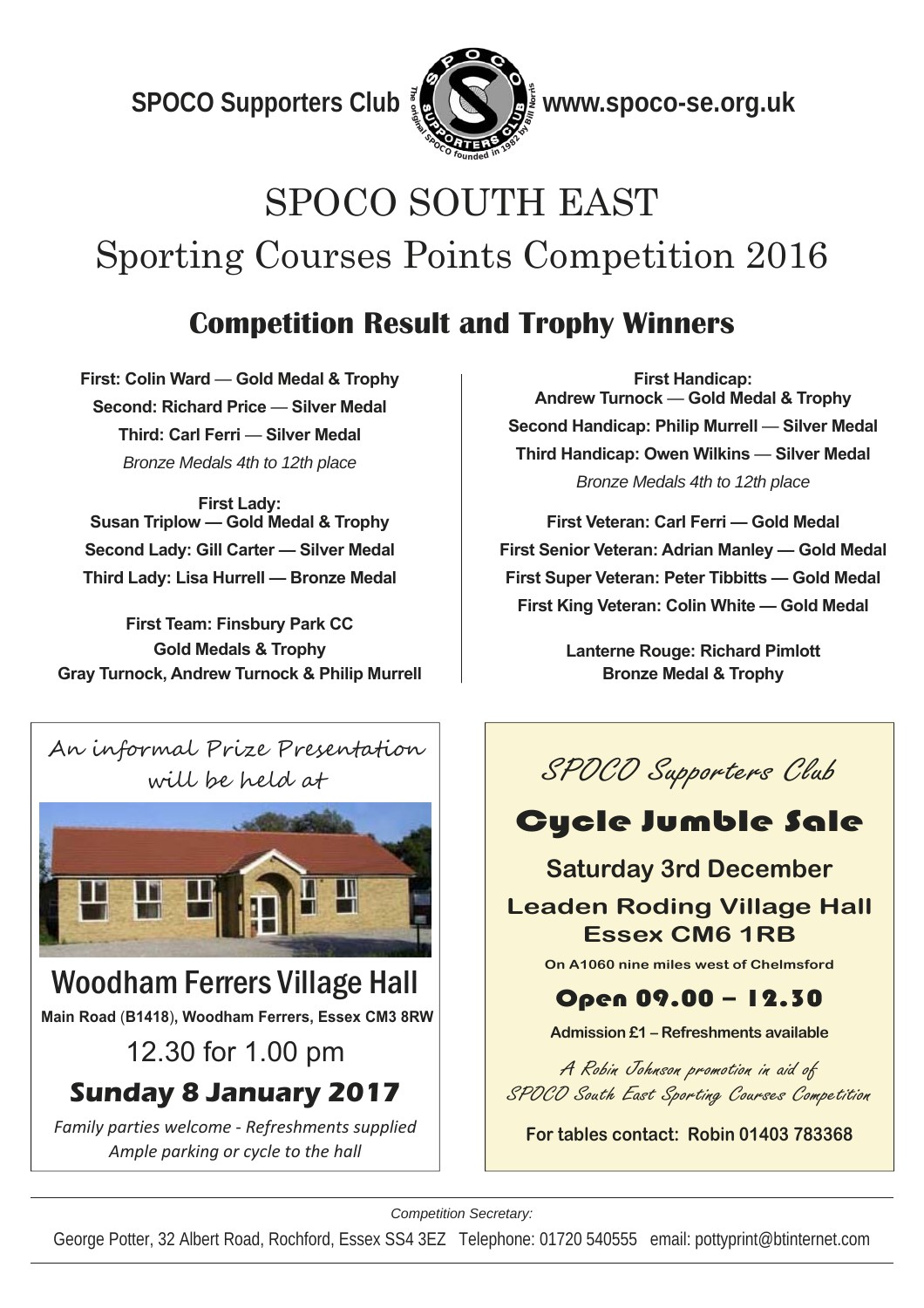SPOCO Supporters Club www.spoco-se.org.uk

# SPOCO SOUTH EAST

# Sporting Courses Points Competition 2016

## Competition Result and Trophy Winners

**First: Colin Ward — Gold Medal & Trophy**
**Second: Richard Price — Silver Medal**
**Third: Carl Ferri — Silver Medal**
*Bronze Medals 4th to 12th place*

**First Lady:**
**Susan Triplow — Gold Medal & Trophy**
**Second Lady: Gill Carter — Silver Medal**
**Third Lady: Lisa Hurrell — Bronze Medal**

**First Team: Finsbury Park CC**
**Gold Medals & Trophy**
**Gray Turnock, Andrew Turnock & Philip Murrell**

**First Handicap:**
**Andrew Turnock — Gold Medal & Trophy**
**Second Handicap: Philip Murrell — Silver Medal**
**Third Handicap: Owen Wilkins — Silver Medal**
*Bronze Medals 4th to 12th place*

**First Veteran: Carl Ferri — Gold Medal**
**First Senior Veteran: Adrian Manley — Gold Medal**
**First Super Veteran: Peter Tibbitts — Gold Medal**
**First King Veteran: Colin White — Gold Medal**

**Lanterne Rouge: Richard Pimlott**
**Bronze Medal & Trophy**

An informal Prize Presentation will be held at

## Woodham Ferrers Village Hall

**Main Road (B1418), Woodham Ferrers, Essex CM3 8RW**

12.30 for 1.00 pm

**Sunday 8 January 2017**

*Family parties welcome - Refreshments supplied*
*Ample parking or cycle to the hall*

*SPOCO Supporters Club*

## Cycle Jumble Sale

**Saturday 3rd December**

**Leaden Roding Village Hall**
**Essex CM6 1RB**

**On A1060 nine miles west of Chelmsford**

**Open 09.00 – 12.30**

**Admission £1 – Refreshments available**

*A Robin Johnson promotion in aid of SPOCO South East Sporting Courses Competition*

**For tables contact: Robin 01403 783368**

*Competition Secretary:*

George Potter, 32 Albert Road, Rochford, Essex SS4 3EZ Telephone: 01720 540555 email: pottyprint@btinternet.com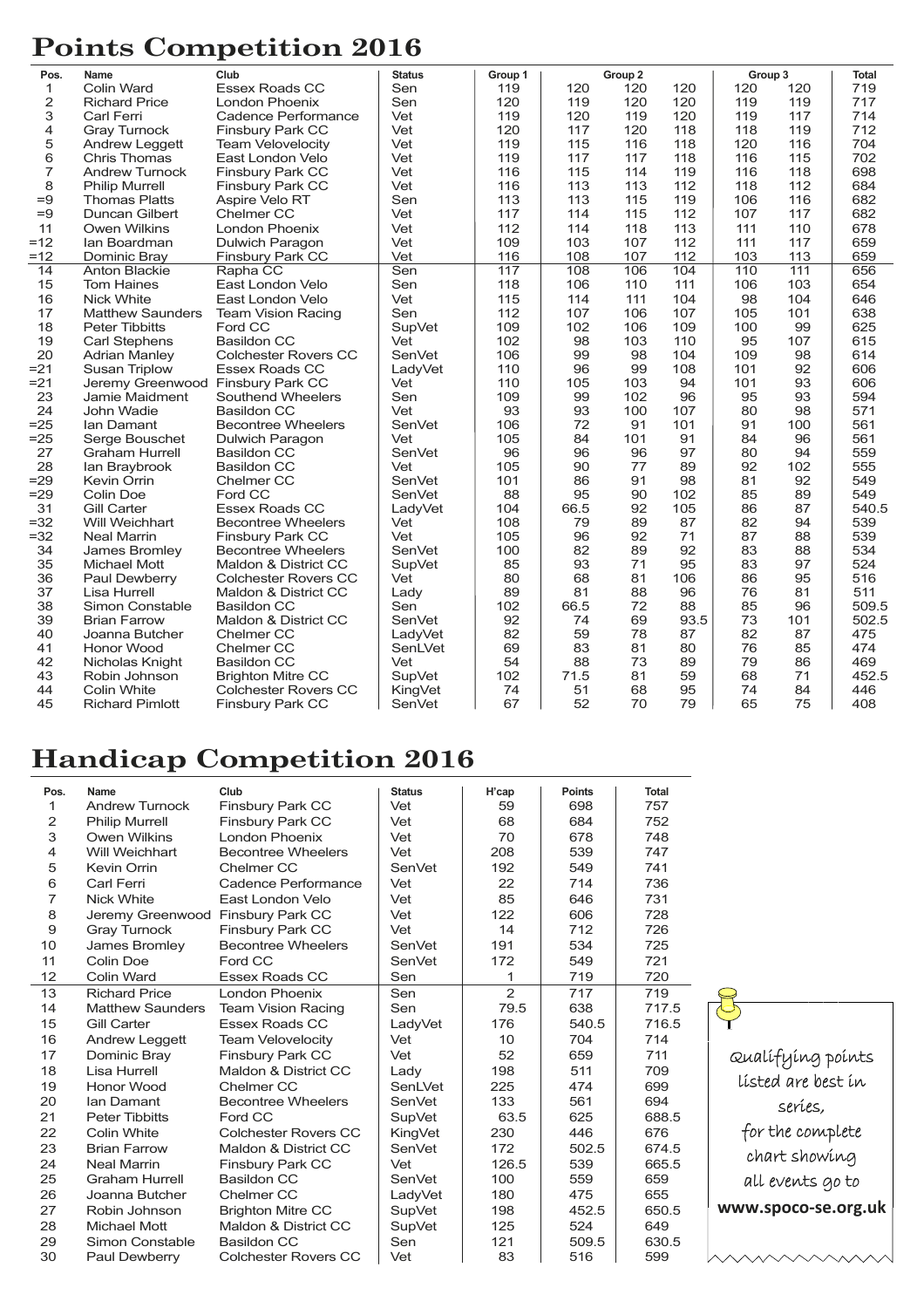# Points Competition 2016

| Pos. | Name | Club | Status | Group 1 | Group 2 | | | Group 3 | | Total |
|---|---|---|---|---|---|---|---|---|---|---|
| 1 | Colin Ward | Essex Roads CC | Sen | 119 | 120 | 120 | 120 | 120 | 120 | 719 |
| 2 | Richard Price | London Phoenix | Sen | 120 | 119 | 120 | 120 | 119 | 119 | 717 |
| 3 | Carl Ferri | Cadence Performance | Vet | 119 | 120 | 119 | 120 | 119 | 117 | 714 |
| 4 | Gray Turnock | Finsbury Park CC | Vet | 120 | 117 | 120 | 118 | 118 | 119 | 712 |
| 5 | Andrew Leggett | Team Velovelocity | Vet | 119 | 115 | 116 | 118 | 120 | 116 | 704 |
| 6 | Chris Thomas | East London Velo | Vet | 119 | 117 | 117 | 118 | 116 | 115 | 702 |
| 7 | Andrew Turnock | Finsbury Park CC | Vet | 116 | 115 | 114 | 119 | 116 | 118 | 698 |
| 8 | Philip Murrell | Finsbury Park CC | Vet | 116 | 113 | 113 | 112 | 118 | 112 | 684 |
| =9 | Thomas Platts | Aspire Velo RT | Sen | 113 | 113 | 115 | 119 | 106 | 116 | 682 |
| =9 | Duncan Gilbert | Chelmer CC | Vet | 117 | 114 | 115 | 112 | 107 | 117 | 682 |
| 11 | Owen Wilkins | London Phoenix | Vet | 112 | 114 | 118 | 113 | 111 | 110 | 678 |
| =12 | Ian Boardman | Dulwich Paragon | Vet | 109 | 103 | 107 | 112 | 111 | 117 | 659 |
| =12 | Dominic Bray | Finsbury Park CC | Vet | 116 | 108 | 107 | 112 | 103 | 113 | 659 |
| 14 | Anton Blackie | Rapha CC | Sen | 117 | 108 | 106 | 104 | 110 | 111 | 656 |
| 15 | Tom Haines | East London Velo | Sen | 118 | 106 | 110 | 111 | 106 | 103 | 654 |
| 16 | Nick White | East London Velo | Vet | 115 | 114 | 111 | 104 | 98 | 104 | 646 |
| 17 | Matthew Saunders | Team Vision Racing | Sen | 112 | 107 | 106 | 107 | 105 | 101 | 638 |
| 18 | Peter Tibbitts | Ford CC | SupVet | 109 | 102 | 106 | 109 | 100 | 99 | 625 |
| 19 | Carl Stephens | Basildon CC | Vet | 102 | 98 | 103 | 110 | 95 | 107 | 615 |
| 20 | Adrian Manley | Colchester Rovers CC | SenVet | 106 | 99 | 98 | 104 | 109 | 98 | 614 |
| =21 | Susan Triplow | Essex Roads CC | LadyVet | 110 | 96 | 99 | 108 | 101 | 92 | 606 |
| =21 | Jeremy Greenwood | Finsbury Park CC | Vet | 110 | 105 | 103 | 94 | 101 | 93 | 606 |
| 23 | Jamie Maidment | Southend Wheelers | Sen | 109 | 99 | 102 | 96 | 95 | 93 | 594 |
| 24 | John Wadie | Basildon CC | Vet | 93 | 93 | 100 | 107 | 80 | 98 | 571 |
| =25 | Ian Damant | Becontree Wheelers | SenVet | 106 | 72 | 91 | 101 | 91 | 100 | 561 |
| =25 | Serge Bouschet | Dulwich Paragon | Vet | 105 | 84 | 101 | 91 | 84 | 96 | 561 |
| 27 | Graham Hurrell | Basildon CC | SenVet | 96 | 96 | 96 | 97 | 80 | 94 | 559 |
| 28 | Ian Braybrook | Basildon CC | Vet | 105 | 90 | 77 | 89 | 92 | 102 | 555 |
| =29 | Kevin Orrin | Chelmer CC | SenVet | 101 | 86 | 91 | 98 | 81 | 92 | 549 |
| =29 | Colin Doe | Ford CC | SenVet | 88 | 95 | 90 | 102 | 85 | 89 | 549 |
| 31 | Gill Carter | Essex Roads CC | LadyVet | 104 | 66.5 | 92 | 105 | 86 | 87 | 540.5 |
| =32 | Will Weichhart | Becontree Wheelers | Vet | 108 | 79 | 89 | 87 | 82 | 94 | 539 |
| =32 | Neal Marrin | Finsbury Park CC | Vet | 105 | 96 | 92 | 71 | 87 | 88 | 539 |
| 34 | James Bromley | Becontree Wheelers | SenVet | 100 | 82 | 89 | 92 | 83 | 88 | 534 |
| 35 | Michael Mott | Maldon & District CC | SupVet | 85 | 93 | 71 | 95 | 83 | 97 | 524 |
| 36 | Paul Dewberry | Colchester Rovers CC | Vet | 80 | 68 | 81 | 106 | 86 | 95 | 516 |
| 37 | Lisa Hurrell | Maldon & District CC | Lady | 89 | 81 | 88 | 96 | 76 | 81 | 511 |
| 38 | Simon Constable | Basildon CC | Sen | 102 | 66.5 | 72 | 88 | 85 | 96 | 509.5 |
| 39 | Brian Farrow | Maldon & District CC | SenVet | 92 | 74 | 69 | 93.5 | 73 | 101 | 502.5 |
| 40 | Joanna Butcher | Chelmer CC | LadyVet | 82 | 59 | 78 | 87 | 82 | 87 | 475 |
| 41 | Honor Wood | Chelmer CC | SenLVet | 69 | 83 | 81 | 80 | 76 | 85 | 474 |
| 42 | Nicholas Knight | Basildon CC | Vet | 54 | 88 | 73 | 89 | 79 | 86 | 469 |
| 43 | Robin Johnson | Brighton Mitre CC | SupVet | 102 | 71.5 | 81 | 59 | 68 | 71 | 452.5 |
| 44 | Colin White | Colchester Rovers CC | KingVet | 74 | 51 | 68 | 95 | 74 | 84 | 446 |
| 45 | Richard Pimlott | Finsbury Park CC | SenVet | 67 | 52 | 70 | 79 | 65 | 75 | 408 |

# Handicap Competition 2016

| Pos. | Name | Club | Status | H'cap | Points | Total |
|---|---|---|---|---|---|---|
| 1 | Andrew Turnock | Finsbury Park CC | Vet | 59 | 698 | 757 |
| 2 | Philip Murrell | Finsbury Park CC | Vet | 68 | 684 | 752 |
| 3 | Owen Wilkins | London Phoenix | Vet | 70 | 678 | 748 |
| 4 | Will Weichhart | Becontree Wheelers | Vet | 208 | 539 | 747 |
| 5 | Kevin Orrin | Chelmer CC | SenVet | 192 | 549 | 741 |
| 6 | Carl Ferri | Cadence Performance | Vet | 22 | 714 | 736 |
| 7 | Nick White | East London Velo | Vet | 85 | 646 | 731 |
| 8 | Jeremy Greenwood | Finsbury Park CC | Vet | 122 | 606 | 728 |
| 9 | Gray Turnock | Finsbury Park CC | Vet | 14 | 712 | 726 |
| 10 | James Bromley | Becontree Wheelers | SenVet | 191 | 534 | 725 |
| 11 | Colin Doe | Ford CC | SenVet | 172 | 549 | 721 |
| 12 | Colin Ward | Essex Roads CC | Sen | 1 | 719 | 720 |
| 13 | Richard Price | London Phoenix | Sen | 2 | 717 | 719 |
| 14 | Matthew Saunders | Team Vision Racing | Sen | 79.5 | 638 | 717.5 |
| 15 | Gill Carter | Essex Roads CC | LadyVet | 176 | 540.5 | 716.5 |
| 16 | Andrew Leggett | Team Velovelocity | Vet | 10 | 704 | 714 |
| 17 | Dominic Bray | Finsbury Park CC | Vet | 52 | 659 | 711 |
| 18 | Lisa Hurrell | Maldon & District CC | Lady | 198 | 511 | 709 |
| 19 | Honor Wood | Chelmer CC | SenLVet | 225 | 474 | 699 |
| 20 | Ian Damant | Becontree Wheelers | SenVet | 133 | 561 | 694 |
| 21 | Peter Tibbitts | Ford CC | SupVet | 63.5 | 625 | 688.5 |
| 22 | Colin White | Colchester Rovers CC | KingVet | 230 | 446 | 676 |
| 23 | Brian Farrow | Maldon & District CC | SenVet | 172 | 502.5 | 674.5 |
| 24 | Neal Marrin | Finsbury Park CC | Vet | 126.5 | 539 | 665.5 |
| 25 | Graham Hurrell | Basildon CC | SenVet | 100 | 559 | 659 |
| 26 | Joanna Butcher | Chelmer CC | LadyVet | 180 | 475 | 655 |
| 27 | Robin Johnson | Brighton Mitre CC | SupVet | 198 | 452.5 | 650.5 |
| 28 | Michael Mott | Maldon & District CC | SupVet | 125 | 524 | 649 |
| 29 | Simon Constable | Basildon CC | Sen | 121 | 509.5 | 630.5 |
| 30 | Paul Dewberry | Colchester Rovers CC | Vet | 83 | 516 | 599 |

Qualifying points listed are best in series, for the complete chart showing all events go to **www.spoco-se.org.uk**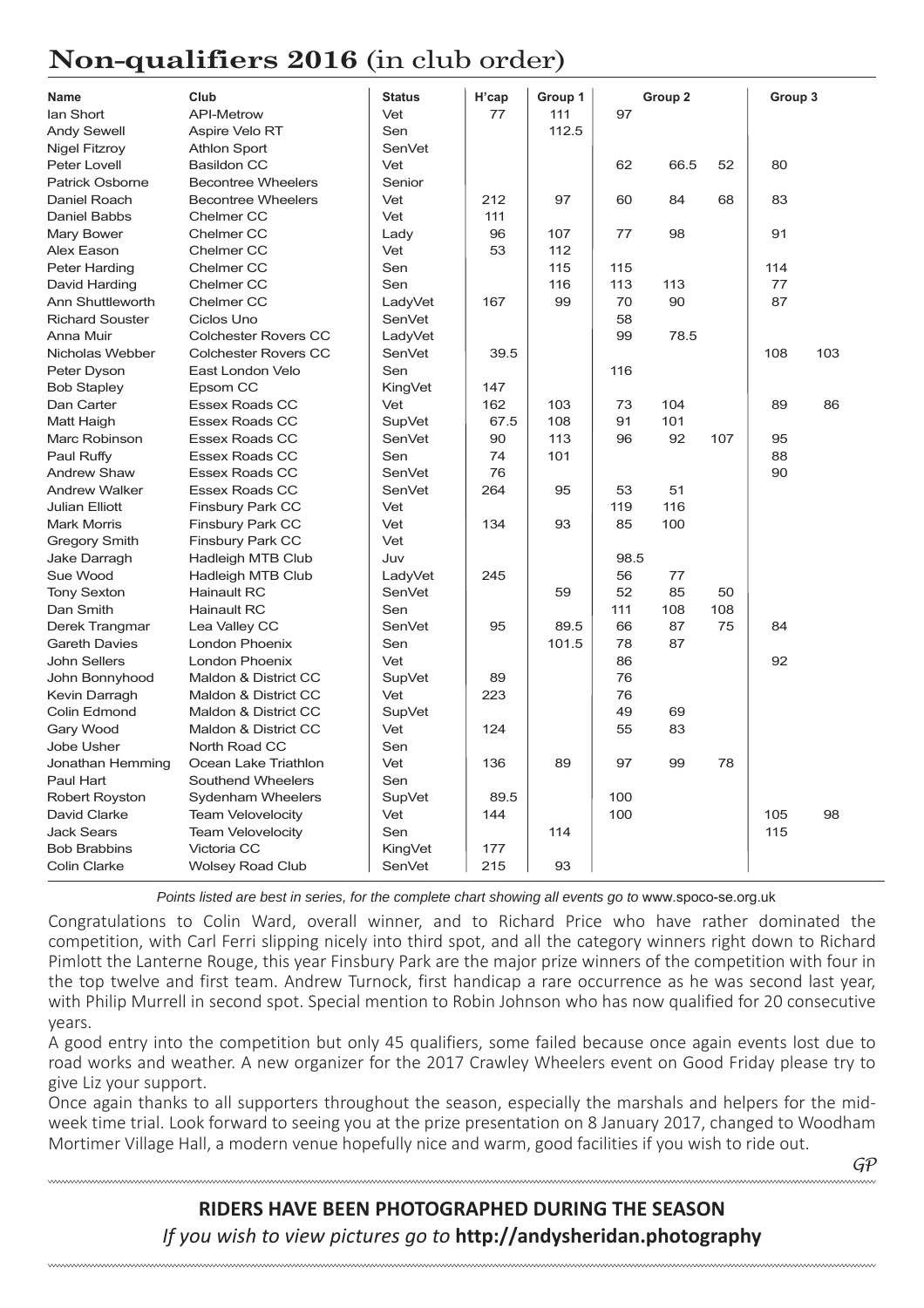# Non-qualifiers 2016 (in club order)

| Name | Club | Status | H'cap | Group 1 | Group 2 | | | Group 3 | |
|---|---|---|---|---|---|---|---|---|---|
| Ian Short | API-Metrow | Vet | 77 | 111 | 97 | | | | |
| Andy Sewell | Aspire Velo RT | Sen | | 112.5 | | | | | |
| Nigel Fitzroy | Athlon Sport | SenVet | | | | | | | |
| Peter Lovell | Basildon CC | Vet | | | 62 | 66.5 | 52 | 80 | |
| Patrick Osborne | Becontree Wheelers | Senior | | | | | | | |
| Daniel Roach | Becontree Wheelers | Vet | 212 | 97 | 60 | 84 | 68 | 83 | |
| Daniel Babbs | Chelmer CC | Vet | 111 | | | | | | |
| Mary Bower | Chelmer CC | Lady | 96 | 107 | 77 | 98 | | 91 | |
| Alex Eason | Chelmer CC | Vet | 53 | 112 | | | | | |
| Peter Harding | Chelmer CC | Sen | | 115 | 115 | | | 114 | |
| David Harding | Chelmer CC | Sen | | 116 | 113 | 113 | | 77 | |
| Ann Shuttleworth | Chelmer CC | LadyVet | 167 | 99 | 70 | 90 | | 87 | |
| Richard Souster | Ciclos Uno | SenVet | | | 58 | | | | |
| Anna Muir | Colchester Rovers CC | LadyVet | | | 99 | 78.5 | | | |
| Nicholas Webber | Colchester Rovers CC | SenVet | 39.5 | | | | | 108 | 103 |
| Peter Dyson | East London Velo | Sen | | | 116 | | | | |
| Bob Stapley | Epsom CC | KingVet | 147 | | | | | | |
| Dan Carter | Essex Roads CC | Vet | 162 | 103 | 73 | 104 | | 89 | 86 |
| Matt Haigh | Essex Roads CC | SupVet | 67.5 | 108 | 91 | 101 | | | |
| Marc Robinson | Essex Roads CC | SenVet | 90 | 113 | 96 | 92 | 107 | 95 | |
| Paul Ruffy | Essex Roads CC | Sen | 74 | 101 | | | | 88 | |
| Andrew Shaw | Essex Roads CC | SenVet | 76 | | | | | 90 | |
| Andrew Walker | Essex Roads CC | SenVet | 264 | 95 | 53 | 51 | | | |
| Julian Elliott | Finsbury Park CC | Vet | | | 119 | 116 | | | |
| Mark Morris | Finsbury Park CC | Vet | 134 | 93 | 85 | 100 | | | |
| Gregory Smith | Finsbury Park CC | Vet | | | | | | | |
| Jake Darragh | Hadleigh MTB Club | Juv | | | 98.5 | | | | |
| Sue Wood | Hadleigh MTB Club | LadyVet | 245 | | 56 | 77 | | | |
| Tony Sexton | Hainault RC | SenVet | | 59 | 52 | 85 | 50 | | |
| Dan Smith | Hainault RC | Sen | | | 111 | 108 | 108 | | |
| Derek Trangmar | Lea Valley CC | SenVet | 95 | 89.5 | 66 | 87 | 75 | 84 | |
| Gareth Davies | London Phoenix | Sen | | 101.5 | 78 | 87 | | | |
| John Sellers | London Phoenix | Vet | | | 86 | | | 92 | |
| John Bonnyhood | Maldon & District CC | SupVet | 89 | | 76 | | | | |
| Kevin Darragh | Maldon & District CC | Vet | 223 | | 76 | | | | |
| Colin Edmond | Maldon & District CC | SupVet | | | 49 | 69 | | | |
| Gary Wood | Maldon & District CC | Vet | 124 | | 55 | 83 | | | |
| Jobe Usher | North Road CC | Sen | | | | | | | |
| Jonathan Hemming | Ocean Lake Triathlon | Vet | 136 | 89 | 97 | 99 | 78 | | |
| Paul Hart | Southend Wheelers | Sen | | | | | | | |
| Robert Royston | Sydenham Wheelers | SupVet | 89.5 | | 100 | | | | |
| David Clarke | Team Velovelocity | Vet | 144 | | 100 | | | 105 | 98 |
| Jack Sears | Team Velovelocity | Sen | | 114 | | | | 115 | |
| Bob Brabbins | Victoria CC | KingVet | 177 | | | | | | |
| Colin Clarke | Wolsey Road Club | SenVet | 215 | 93 | | | | | |

*Points listed are best in series, for the complete chart showing all events go to* www.spoco-se.org.uk

Congratulations to Colin Ward, overall winner, and to Richard Price who have rather dominated the competition, with Carl Ferri slipping nicely into third spot, and all the category winners right down to Richard Pimlott the Lanterne Rouge, this year Finsbury Park are the major prize winners of the competition with four in the top twelve and first team. Andrew Turnock, first handicap a rare occurrence as he was second last year, with Philip Murrell in second spot. Special mention to Robin Johnson who has now qualified for 20 consecutive years.

A good entry into the competition but only 45 qualifiers, some failed because once again events lost due to road works and weather. A new organizer for the 2017 Crawley Wheelers event on Good Friday please try to give Liz your support.

Once again thanks to all supporters throughout the season, especially the marshals and helpers for the mid-week time trial. Look forward to seeing you at the prize presentation on 8 January 2017, changed to Woodham Mortimer Village Hall, a modern venue hopefully nice and warm, good facilities if you wish to ride out.

*GP*

**RIDERS HAVE BEEN PHOTOGRAPHED DURING THE SEASON**

*If you wish to view pictures go to* **http://andysheridan.photography**